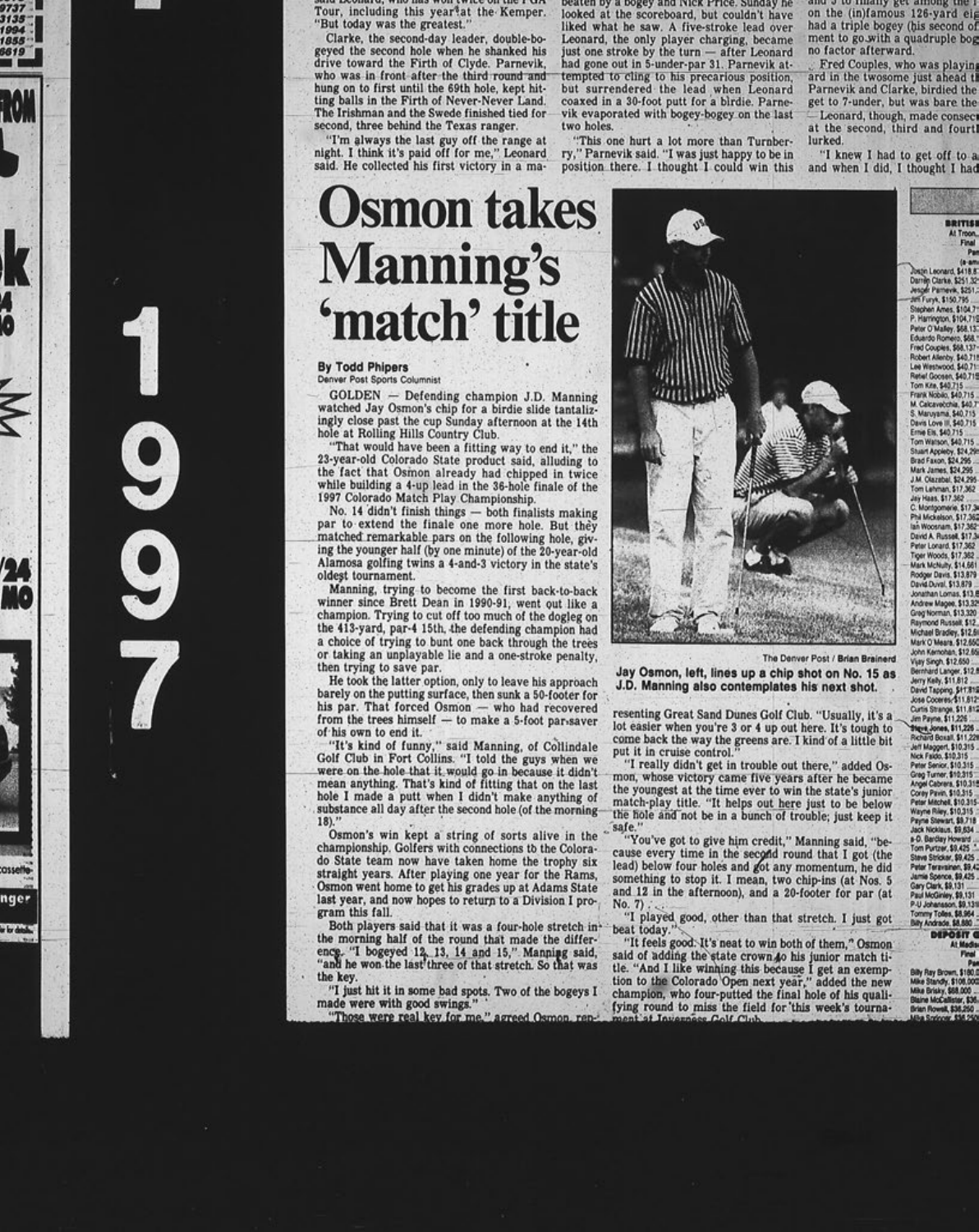# Osmon takes Manning's 'match' title

**By Todd Phipers**
Denver Post Sports Columnist

GOLDEN — Defending champion J.D. Manning watched Jay Osmon's chip for a birdie slide tantalizingly close past the cup Sunday afternoon at the 14th hole at Rolling Hills Country Club.

"That would have been a fitting way to end it," the 23-year-old Colorado State product said, alluding to the fact that Osmon already had chipped in twice while building a 4-up lead in the 36-hole finale of the 1997 Colorado Match Play Championship.

No. 14 didn't finish things — both finalists making par to extend the finale one more hole. But they matched remarkable pars on the following hole, giving the younger half (by one minute) of the 20-year-old Alamosa golfing twins a 4-and-3 victory in the state's oldest tournament.

Manning, trying to become the first back-to-back winner since Brett Dean in 1990-91, went out like a champion. Trying to cut off too much of the dogleg on the 413-yard, par-4 15th, the defending champion had a choice of trying to bunt one back through the trees or taking an unplayable lie and a one-stroke penalty, then trying to save par.

He took the latter option, only to leave his approach barely on the putting surface, then sunk a 50-footer for his par. That forced Osmon — who had recovered from the trees himself — to make a 5-foot par-saver of his own to end it.

"It's kind of funny," said Manning, of Collindale Golf Club in Fort Collins. "I told the guys when we were on the hole that it would go in because it didn't mean anything. That's kind of fitting that on the last hole I made a putt when I didn't make anything of substance all day after the second hole (of the morning 18)."

Osmon's win kept a string of sorts alive in the championship. Golfers with connections to the Colorado State team now have taken home the trophy six straight years. After playing one year for the Rams, Osmon went home to get his grades up at Adams State last year, and now hopes to return to a Division I program this fall.

Both players said that it was a four-hole stretch in the morning half of the round that made the difference. "I bogeyed 12, 13, 14 and 15," Manning said, "and he won the last three of that stretch. So that was the key.

"I just hit it in some bad spots. Two of the bogeys I made were with good swings."

"Those were real key for me," agreed Osmon, representing Great Sand Dunes Golf Club. "Usually, it's a lot easier when you're 3 or 4 up out here. It's tough to come back the way the greens are. I kind of a little bit put it in cruise control."

"I really didn't get in trouble out there," added Osmon, whose victory came five years after he became the youngest at the time ever to win the state's junior match-play title. "It helps out here just to be below the hole and not be in a bunch of trouble; just keep it safe."

"You've got to give him credit," Manning said, "because every time in the second round that I got (the lead) below four holes and got any momentum, he did something to stop it. I mean, two chip-ins (at Nos. 5 and 12 in the afternoon), and a 20-footer for par (at No. 7).

"I played good, other than that stretch. I just got beat today."

"It feels good. It's neat to win both of them," Osmon said of adding the state crown to his junior match title. "And I like winning this because I get an exemption to the Colorado Open next year," added the new champion, who four-putted the final hole of his qualifying round to miss the field for this week's tournament at Inverness Golf Club.

The Denver Post / Brian Brainerd

**Jay Osmon, left, lines up a chip shot on No. 15 as J.D. Manning also contemplates his next shot.**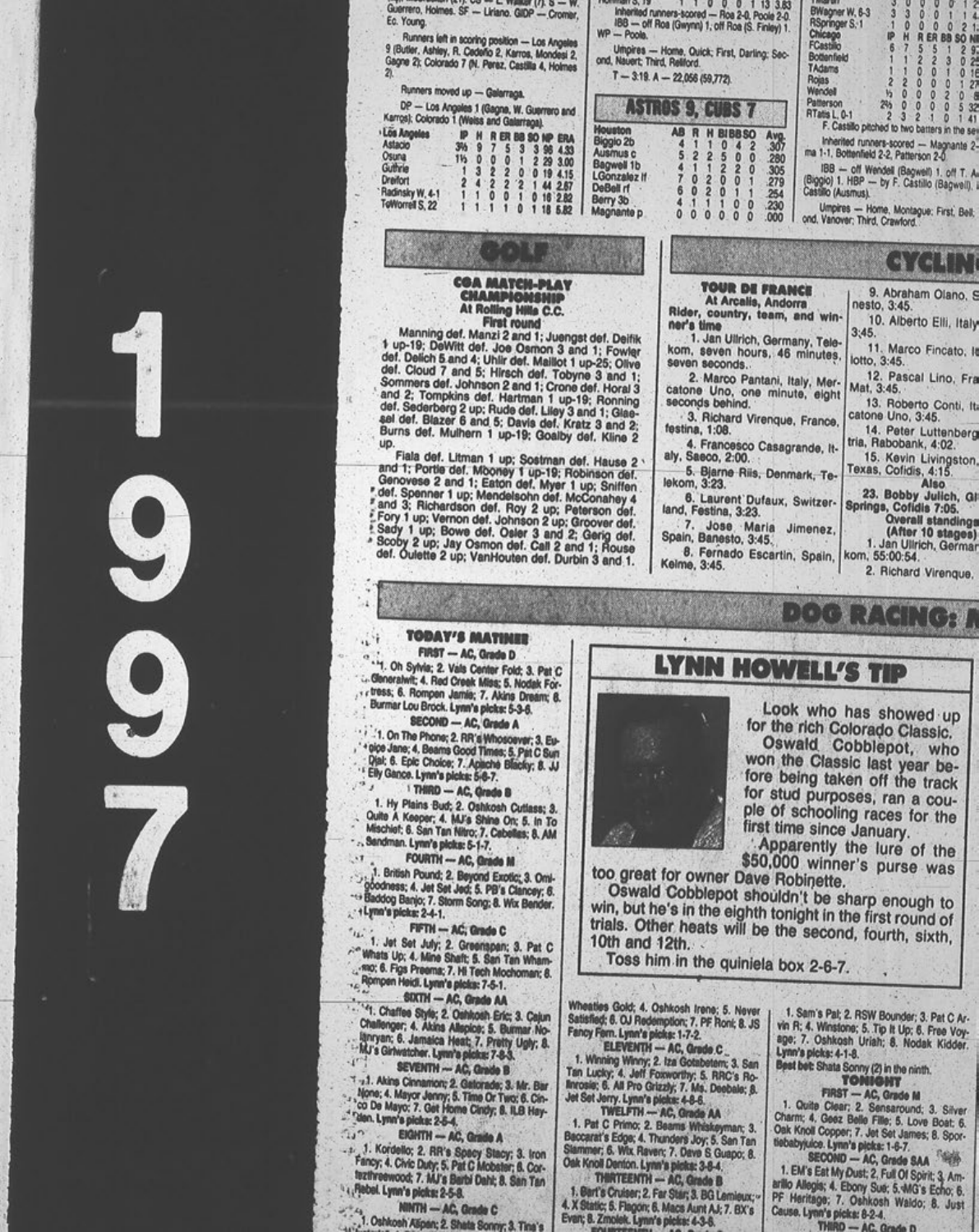1997

Guerrero, Holmes. SF — Uriano. GIDP — Cromer, Ec. Young.

Runners left in scoring position — Los Angeles 9 (Butler, Ashley, R. Cedeño 2, Karros, Mondesi 2, Gagne 2); Colorado 7 (N. Perez, Castilla 4, Holmes 2).

Runners moved up — Galarraga.

DP — Los Angeles 1 (Gagne, W. Guerrero and Karros); Colorado 1 (Weiss and Galarraga).

| Los Angeles | IP | H | R | ER | BB | SO | NP | ERA |
|---|---|---|---|---|---|---|---|---|
| Astacio | 3⅓ | 9 | 7 | 5 | 3 | 3 | 98 | 4.33 |
| Osuna | 1⅔ | 0 | 0 | 0 | 1 | 2 | 29 | 3.00 |
| Guthrie | 1 | 3 | 2 | 2 | 0 | 0 | 19 | 4.15 |
| Dreifort | 2 | 4 | 2 | 2 | 2 | 1 | 44 | 2.87 |
| Radinsky W, 4-1 | 1 | 1 | 0 | 0 | 1 | 0 | 16 | 2.82 |
| TeWorrell S, 22 | 1 | 1 | 1 | 1 | 0 | 1 | 18 | 5.82 |

Inherited runners-scored — Roa 2-0, Poole 2-0. IBB — off Roa (Gwynn) 1, off Roa (S. Finley) 1. WP — Poole.

Umpires — Home, Quick; First, Darling; Second, Nauert; Third, Relford.

T — 3:19. A — 22,056 (59,772).

## ASTROS 9, CUBS 7

| Houston | AB | R | H | BI | BB | SO | Avg. |
|---|---|---|---|---|---|---|---|
| Biggio 2b | 4 | 1 | 1 | 0 | 4 | 2 | .307 |
| Ausmus c | 5 | 2 | 2 | 5 | 0 | 0 | .280 |
| Bagwell 1b | 4 | 1 | 1 | 2 | 2 | 0 | .305 |
| LGonzalez lf | 7 | 0 | 2 | 0 | 0 | 1 | .279 |
| DeBell rf | 6 | 0 | 2 | 0 | 1 | 1 | .254 |
| Berry 3b | 4 | 1 | 1 | 1 | 0 | 0 | .230 |
| Magnante p | 0 | 0 | 0 | 0 | 0 | 0 | .000 |

| | IP | H | R | ER | BB | SO | NP |
|---|---|---|---|---|---|---|---|
| BWagner W, 6-3 | 3 | 3 | 0 | 0 | 1 | 1 | 4 |
| RSpringer S, 1 | 1 | 0 | 0 | 0 | 0 | 2 | 1 |
| **Chicago** | | | | | | | |
| FCastillo | 6 | 7 | 5 | 5 | 1 | 2 | 9 |
| Bottenfield | 1 | 1 | 2 | 2 | 3 | 0 | 2 |
| TAdams | 1 | 1 | 0 | 0 | 1 | 0 | 1 |
| Rojas | 2 | 2 | 0 | 0 | 0 | 1 | 2 |
| Wendell | ⅓ | 0 | 0 | 0 | 2 | 0 | |
| Patterson | 2⅔ | 0 | 0 | 0 | 0 | 5 | 3 |
| RTatis L, 0-1 | 2 | 3 | 2 | 1 | 0 | 1 | 4 |

F. Castillo pitched to two batters in the se

Inherited runners-scored — Magnante 2-, ma 1-1, Bottenfield 2-2, Patterson 2-0.

IBB — off Wendell (Bagwell) 1, off T. A (Biggio) 1. HBP — by F. Castillo (Bagwell), Castillo (Ausmus).

Umpires — Home, Montague; First, Bell; ond, Vanover; Third, Crawford.

## GOLF

### CGA MATCH-PLAY CHAMPIONSHIP
**At Rolling Hills C.C.**
**First round**

Manning def. Manzi 2 and 1; Juengst def. Delfik 1 up-19; DeWitt def. Joe Osmon 3 and 1; Fowler def. Delich 5 and 4; Uhlir def. Maillot 1 up-25; Olive def. Cloud 7 and 5; Hirsch def. Tobyne 3 and 1; Sommers def. Johnson 2 and 1; Crone def. Horal 3 and 2; Tompkins def. Hartman 1 up-19; Ronning def. Sederberg 2 up; Rude def. Liley 3 and 1; Glaesel def. Blazer 6 and 5; Davis def. Kratz 3 and 2; Burns def. Mulhern 1 up-19; Goalby def. Kline 2 up.

Fiala def. Litman 1 up; Sostman def. Hause 2 and 1; Portie def. Mooney 1 up-19; Robinson def. Genovese 2 and 1; Eaton def. Myer 1 up; Sniffen def. Spenner 1 up; Mendelsohn def. McConahey 4 and 3; Richardson def. Roy 2 up; Peterson def. Fory 1 up; Vernon def. Johnson 2 up; Groover def. Sady 1 up; Bowe def. Osler 3 and 2; Gerig def. Scoby 2 up; Jay Osmon def. Call 2 and 1; Rouse def. Oulette 2 up; VanHouten def. Durbin 3 and 1.

## CYCLING

### TOUR DE FRANCE
**At Arcalis, Andorra**
**Rider, country, team, and winner's time**

1. Jan Ullrich, Germany, Telekom, seven hours, 46 minutes, seven seconds.
2. Marco Pantani, Italy, Mercatone Uno, one minute, eight seconds behind.
3. Richard Virenque, France, Festina, 1:08.
4. Francesco Casagrande, Italy, Saeco, 2:00.
5. Bjarne Riis, Denmark, Telekom, 3:23.
6. Laurent Dufaux, Switzerland, Festina, 3:23.
7. Jose Maria Jimenez, Spain, Banesto, 3:45.
8. Fernado Escartin, Spain, Kelme, 3:45.
9. Abraham Olano, S nesto, 3:45.
10. Alberto Elli, Italy 3:45.
11. Marco Fincato, It lotto, 3:45.
12. Pascal Lino, Fra Mat, 3:45.
13. Roberto Conti, It catone Uno, 3:45.
14. Peter Luttenberg tria, Rabobank, 4:02.
15. Kevin Livingston, Texas, Cofidis, 4:15.

**Also**

23. Bobby Julich, Gl Springs, Cofidis 7:05.

**Overall standings (After 10 stages)**

1. Jan Ullrich, Germar kom, 55:00:54.
2. Richard Virenque,

## DOG RACING: M

### TODAY'S MATINEE

**FIRST — AC, Grade D**
1. Oh Sylvia; 2. Vals Center Fold; 3. Pat C Generalwit; 4. Red Creek Miss; 5. Nodak Fortress; 6. Rompen Jamie; 7. Akins Dream; 8. Burmar Lou Brock. Lynn's picks: 5-3-6.

**SECOND — AC, Grade A**
1. On The Phone; 2. RR's Whosoever; 3. Eupipe Jane; 4. Beams Good Times; 5. Pat C Sun Dial; 6. Epic Choice; 7. Apache Blacky; 8. JJ Elly Gance. Lynn's picks: 5-6-7.

**THIRD — AC, Grade B**
1. Hy Plains Bud; 2. Oshkosh Cutlass; 3. Quite A Keeper; 4. MJ's Shine On; 5. In To Mischief; 6. San Tan Nitro; 7. Cabellas; 8. AM Sandman. Lynn's picks: 5-1-7.

**FOURTH — AC, Grade M**
1. British Pound; 2. Beyond Exotic; 3. Omigoodness; 4. Jet Set Jed; 5. PB's Clancey; 6. Baddog Banjo; 7. Storm Song; 8. Wix Bender. Lynn's picks: 2-4-1.

**FIFTH — AC, Grade C**
1. Jet Set July; 2. Greenspan; 3. Pat C Whats Up; 4. Mine Shaft; 5. San Tan Whammo; 6. Figs Preema; 7. Hi Tech Mochoman; 8. Rompen Heidi. Lynn's picks: 7-5-1.

**SIXTH — AC, Grade AA**
1. Chaffee Style; 2. Oshkosh Eric; 3. Cajun Challenger; 4. Akins Allspice; 5. Burmar Nolanryan; 6. Jamaica Heat; 7. Pretty Ugly; 8. MJ's Girlwatcher. Lynn's picks: 7-8-3.

**SEVENTH — AC, Grade B**
1. Akins Cinnamon; 2. Gatorade; 3. Mr. Bar None; 4. Mayor Jenny; 5. Time Or Two; 6. Cinco De Mayo; 7. Get Home Cindy; 8. ILB Hayden. Lynn's picks: 2-5-4.

**EIGHTH — AC, Grade A**
1. Kordello; 2. RR's Spacy Stacy; 3. Iron Fancy; 4. Civic Duty; 5. Pat C Mobster; 6. Cortezfireewood; 7. MJ's Barbi Dahl; 8. San Tan Rebel. Lynn's picks: 2-5-8.

**NINTH — AC, Grade C**
1. Oshkosh Alipan; 2. Shata Sonny; 3. Tina's

### LYNN HOWELL'S TIP

Look who has showed up for the rich Colorado Classic.

Oswald Cobblepot, who won the Classic last year before being taken off the track for stud purposes, ran a couple of schooling races for the first time since January.

Apparently the lure of the $50,000 winner's purse was too great for owner Dave Robinette.

Oswald Cobblepot shouldn't be sharp enough to win, but he's in the eighth tonight in the first round of trials. Other heats will be the second, fourth, sixth, 10th and 12th.

Toss him in the quiniela box 2-6-7.

Wheaties Gold; 4. Oshkosh Irene; 5. Never Satisfied; 6. OJ Redemption; 7. PF Roni; 8. JS Fancy Fern. Lynn's picks: 1-7-2.

**ELEVENTH — AC, Grade C**
1. Winning Winny; 2. Iza Gotabetem; 3. San Tan Lucky; 4. Jeff Foxworthy; 5. RRC's Robrosie; 6. All Pro Grizzly; 7. Ms. Deebale; 8. Jet Set Jerry. Lynn's picks: 4-8-6.

**TWELFTH — AC, Grade AA**
1. Pat C Primo; 2. Beams Whiskeyman; 3. Baccarat's Edge; 4. Thunders Joy; 5. San Tan Slammer; 6. Wix Raven; 7. Dave S Guapo; 8. Oak Knoll Denton. Lynn's picks: 3-8-4.

**THIRTEENTH — AC, Grade B**
1. Bart's Cruiser; 2. Far Star; 3. BG Lemieux; 4. X Static; 5. Flagon; 6. Macs Aunt AJ; 7. BX's Even; 8. Zmolek. Lynn's picks: 4-3-8.

1. Sam's Pal; 2. RSW Bounder; 3. Pat C Arvin R; 4. Winstone; 5. Tip It Up; 6. Free Voyage; 7. Oshkosh Uriah; 8. Nodak Kidder. Lynn's picks: 4-1-8.

Best bet: Shata Sonny (2) in the ninth.

### TONIGHT

**FIRST — AC, Grade M**
1. Quite Clear; 2. Sensaround; 3. Silver Charm; 4. Geez Belle File; 5. Love Boat; 6. Oak Knoll Copper; 7. Jet Set James; 8. Sportiebabyjuice. Lynn's picks: 1-6-7.

**SECOND — AC, Grade SAA**
1. EM's Eat My Dust; 2. Full Of Spirit; 3. Amarillo Allegis; 4. Ebony Sue; 5. MG's Echo; 6. PF Heritage; 7. Oshkosh Waldo; 8. Just Cause. Lynn's picks: 8-2-4.

**THIRD — AC, Grade D**